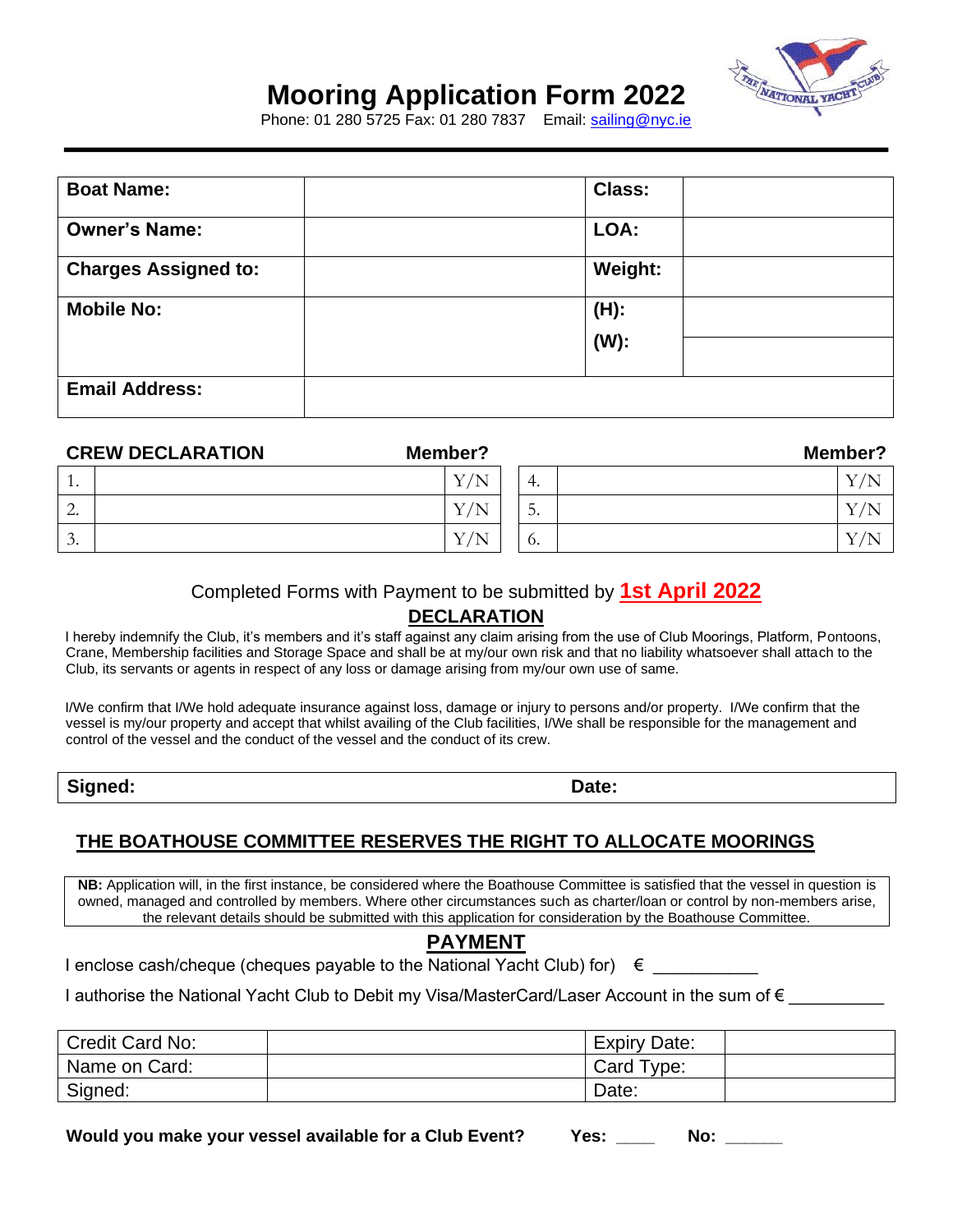# Mooring Application Form 2022

Phone: 01 280 5725 Fax: 01 280 7837 Email: sailing@nyc.ie

| **Boat Name:** | | **Class:** | |
|---|---|---|---|
| **Owner's Name:** | | **LOA:** | |
| **Charges Assigned to:** | | **Weight:** | |
| **Mobile No:** | | **(H):** | |
| | | **(W):** | |
| **Email Address:** | | | |

| **CREW DECLARATION** | **Member?** | | **Member?** |
|---|---|---|---|
| 1. | Y/N | 4. | Y/N |
| 2. | Y/N | 5. | Y/N |
| 3. | Y/N | 6. | Y/N |

Completed Forms with Payment to be submitted by **1st April 2022**

## DECLARATION

I hereby indemnify the Club, it's members and it's staff against any claim arising from the use of Club Moorings, Platform, Pontoons, Crane, Membership facilities and Storage Space and shall be at my/our own risk and that no liability whatsoever shall attach to the Club, its servants or agents in respect of any loss or damage arising from my/our own use of same.

I/We confirm that I/We hold adequate insurance against loss, damage or injury to persons and/or property. I/We confirm that the vessel is my/our property and accept that whilst availing of the Club facilities, I/We shall be responsible for the management and control of the vessel and the conduct of the vessel and the conduct of its crew.

| **Signed:** | **Date:** |
|---|---|

## THE BOATHOUSE COMMITTEE RESERVES THE RIGHT TO ALLOCATE MOORINGS

**NB:** Application will, in the first instance, be considered where the Boathouse Committee is satisfied that the vessel in question is owned, managed and controlled by members. Where other circumstances such as charter/loan or control by non-members arise, the relevant details should be submitted with this application for consideration by the Boathouse Committee.

## PAYMENT

I enclose cash/cheque (cheques payable to the National Yacht Club) for) € __________

I authorise the National Yacht Club to Debit my Visa/MasterCard/Laser Account in the sum of € __________

| Credit Card No: | | Expiry Date: | |
|---|---|---|---|
| Name on Card: | | Card Type: | |
| Signed: | | Date: | |

**Would you make your vessel available for a Club Event? Yes: ____ No: ______**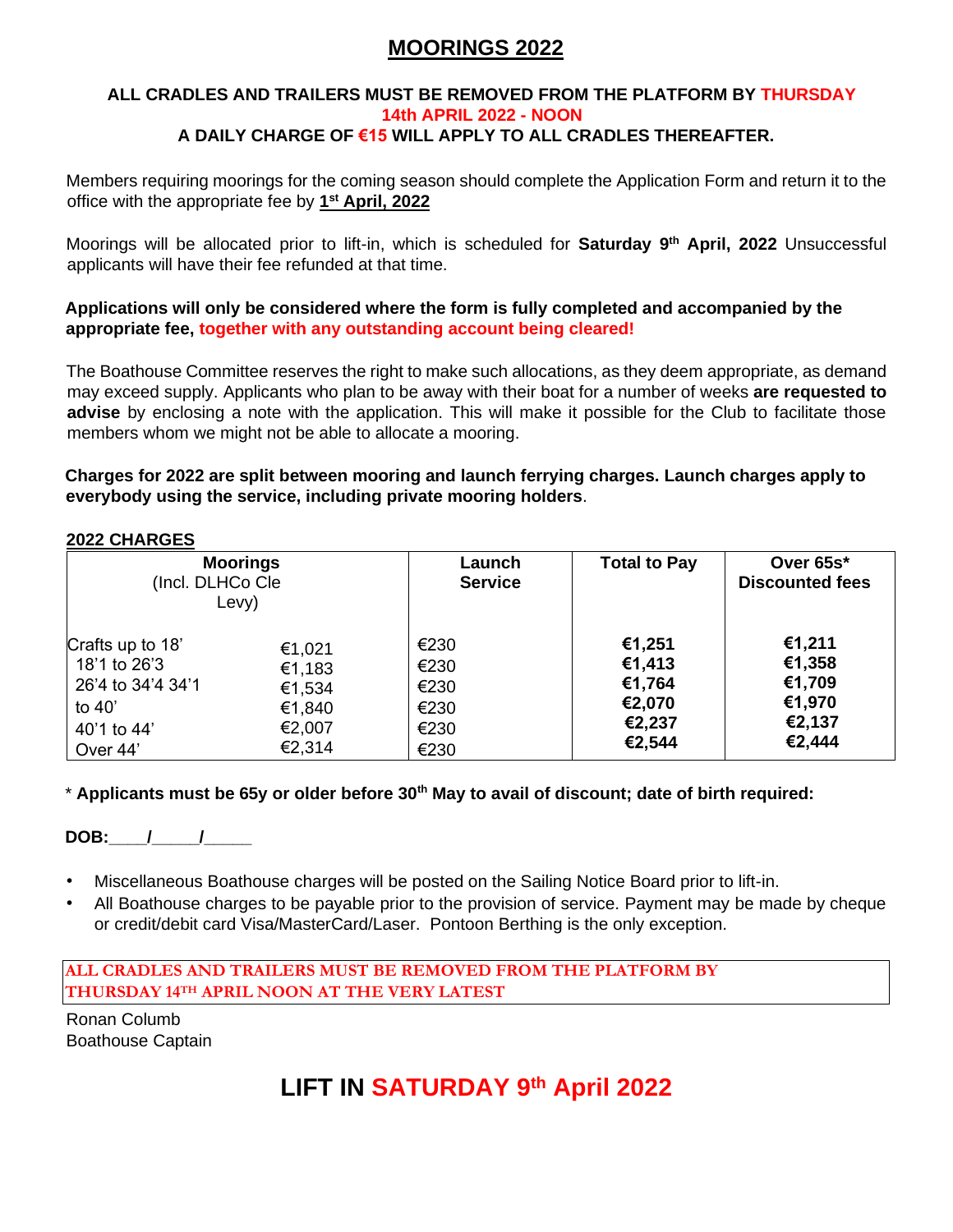# MOORINGS 2022

**ALL CRADLES AND TRAILERS MUST BE REMOVED FROM THE PLATFORM BY THURSDAY 14th APRIL 2022 - NOON**

**A DAILY CHARGE OF €15 WILL APPLY TO ALL CRADLES THEREAFTER.**

Members requiring moorings for the coming season should complete the Application Form and return it to the office with the appropriate fee by **1st April, 2022**

Moorings will be allocated prior to lift-in, which is scheduled for **Saturday 9th April, 2022** Unsuccessful applicants will have their fee refunded at that time.

**Applications will only be considered where the form is fully completed and accompanied by the appropriate fee, together with any outstanding account being cleared!**

The Boathouse Committee reserves the right to make such allocations, as they deem appropriate, as demand may exceed supply. Applicants who plan to be away with their boat for a number of weeks **are requested to advise** by enclosing a note with the application. This will make it possible for the Club to facilitate those members whom we might not be able to allocate a mooring.

**Charges for 2022 are split between mooring and launch ferrying charges. Launch charges apply to everybody using the service, including private mooring holders**.

**2022 CHARGES**

| **Moorings** (Incl. DLHCo Cle Levy) | | **Launch Service** | **Total to Pay** | **Over 65s\* Discounted fees** |
|---|---|---|---|---|
| Crafts up to 18' | €1,021 | €230 | **€1,251** | **€1,211** |
| 18'1 to 26'3 | €1,183 | €230 | **€1,413** | **€1,358** |
| 26'4 to 34'4 | €1,534 | €230 | **€1,764** | **€1,709** |
| 34'1 to 40' | €1,840 | €230 | **€2,070** | **€1,970** |
| 40'1 to 44' | €2,007 | €230 | **€2,237** | **€2,137** |
| Over 44' | €2,314 | €230 | **€2,544** | **€2,444** |

\* **Applicants must be 65y or older before 30th May to avail of discount; date of birth required:**

**DOB:____/_____/_____**

- Miscellaneous Boathouse charges will be posted on the Sailing Notice Board prior to lift-in.
- All Boathouse charges to be payable prior to the provision of service. Payment may be made by cheque or credit/debit card Visa/MasterCard/Laser. Pontoon Berthing is the only exception.

**ALL CRADLES AND TRAILERS MUST BE REMOVED FROM THE PLATFORM BY THURSDAY 14TH APRIL NOON AT THE VERY LATEST**

Ronan Columb
Boathouse Captain

## LIFT IN SATURDAY 9th April 2022